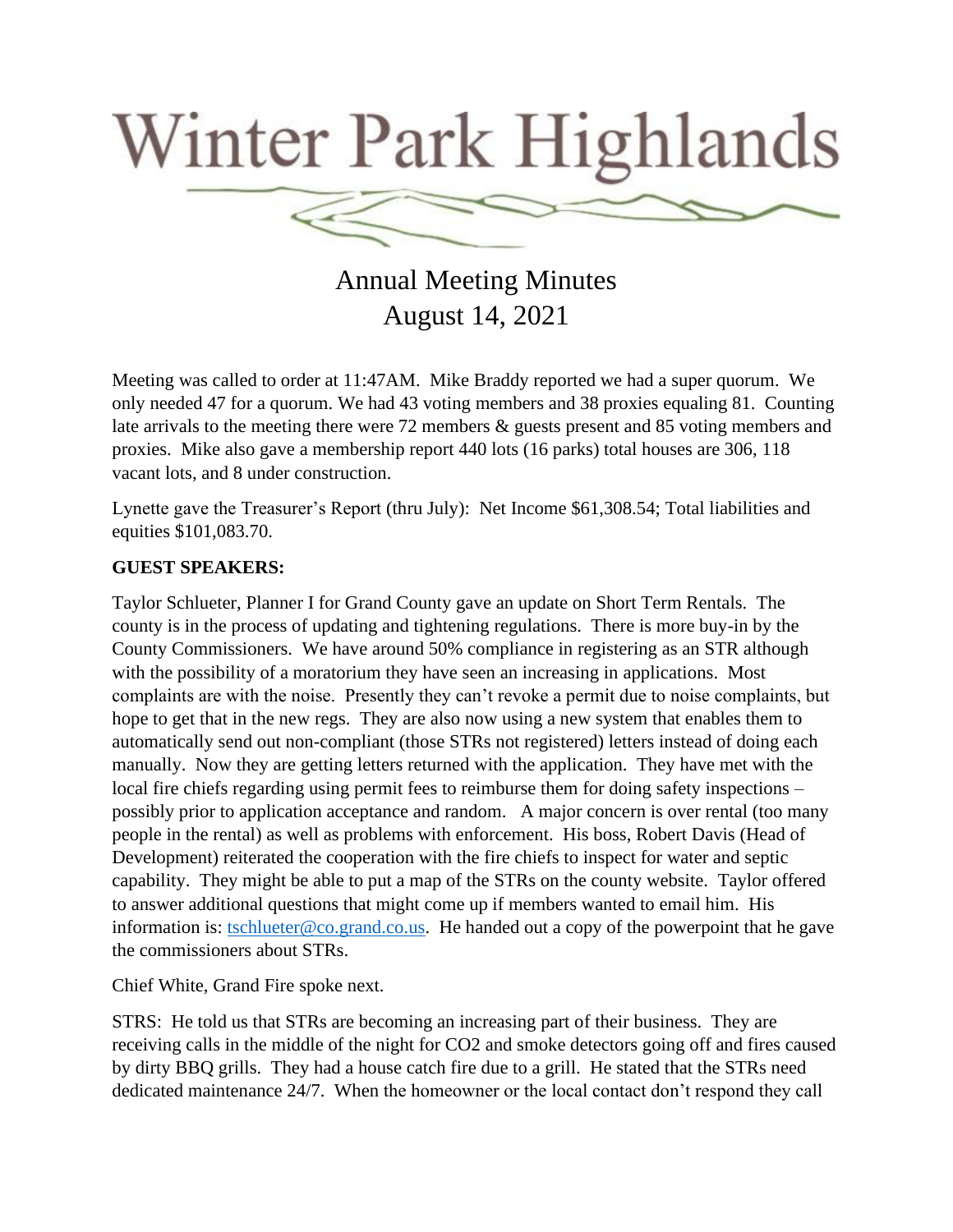# Winter Park Highlands

## Annual Meeting Minutes
## August 14, 2021

Meeting was called to order at 11:47AM. Mike Braddy reported we had a super quorum. We only needed 47 for a quorum. We had 43 voting members and 38 proxies equaling 81. Counting late arrivals to the meeting there were 72 members & guests present and 85 voting members and proxies. Mike also gave a membership report 440 lots (16 parks) total houses are 306, 118 vacant lots, and 8 under construction.

Lynette gave the Treasurer's Report (thru July): Net Income $61,308.54; Total liabilities and equities $101,083.70.

**GUEST SPEAKERS:**

Taylor Schlueter, Planner I for Grand County gave an update on Short Term Rentals. The county is in the process of updating and tightening regulations. There is more buy-in by the County Commissioners. We have around 50% compliance in registering as an STR although with the possibility of a moratorium they have seen an increasing in applications. Most complaints are with the noise. Presently they can't revoke a permit due to noise complaints, but hope to get that in the new regs. They are also now using a new system that enables them to automatically send out non-compliant (those STRs not registered) letters instead of doing each manually. Now they are getting letters returned with the application. They have met with the local fire chiefs regarding using permit fees to reimburse them for doing safety inspections – possibly prior to application acceptance and random. A major concern is over rental (too many people in the rental) as well as problems with enforcement. His boss, Robert Davis (Head of Development) reiterated the cooperation with the fire chiefs to inspect for water and septic capability. They might be able to put a map of the STRs on the county website. Taylor offered to answer additional questions that might come up if members wanted to email him. His information is: tschlueter@co.grand.co.us. He handed out a copy of the powerpoint that he gave the commissioners about STRs.

Chief White, Grand Fire spoke next.

STRS: He told us that STRs are becoming an increasing part of their business. They are receiving calls in the middle of the night for CO2 and smoke detectors going off and fires caused by dirty BBQ grills. They had a house catch fire due to a grill. He stated that the STRs need dedicated maintenance 24/7. When the homeowner or the local contact don't respond they call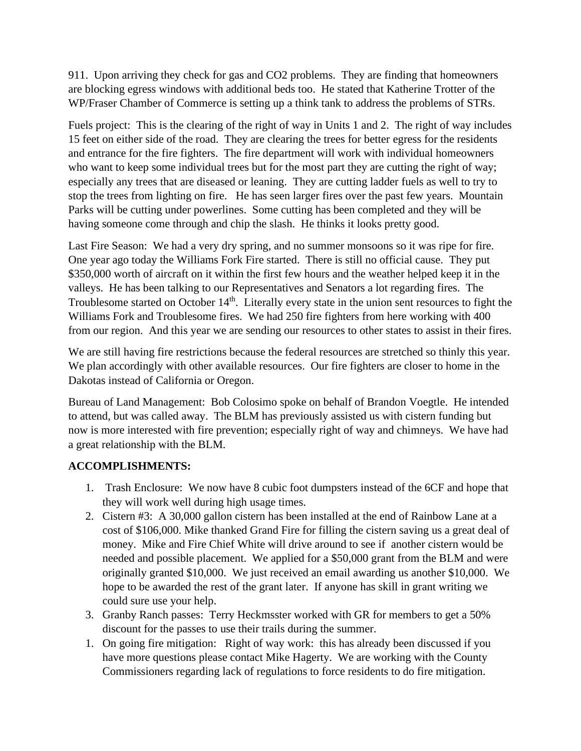911. Upon arriving they check for gas and $CO_2$ problems. They are finding that homeowners are blocking egress windows with additional beds too. He stated that Katherine Trotter of the WP/Fraser Chamber of Commerce is setting up a think tank to address the problems of STRs.

Fuels project: This is the clearing of the right of way in Units 1 and 2. The right of way includes 15 feet on either side of the road. They are clearing the trees for better egress for the residents and entrance for the fire fighters. The fire department will work with individual homeowners who want to keep some individual trees but for the most part they are cutting the right of way; especially any trees that are diseased or leaning. They are cutting ladder fuels as well to try to stop the trees from lighting on fire. He has seen larger fires over the past few years. Mountain Parks will be cutting under powerlines. Some cutting has been completed and they will be having someone come through and chip the slash. He thinks it looks pretty good.

Last Fire Season: We had a very dry spring, and no summer monsoons so it was ripe for fire. One year ago today the Williams Fork Fire started. There is still no official cause. They put $350,000 worth of aircraft on it within the first few hours and the weather helped keep it in the valleys. He has been talking to our Representatives and Senators a lot regarding fires. The Troublesome started on October 14th. Literally every state in the union sent resources to fight the Williams Fork and Troublesome fires. We had 250 fire fighters from here working with 400 from our region. And this year we are sending our resources to other states to assist in their fires.

We are still having fire restrictions because the federal resources are stretched so thinly this year. We plan accordingly with other available resources. Our fire fighters are closer to home in the Dakotas instead of California or Oregon.

Bureau of Land Management: Bob Colosimo spoke on behalf of Brandon Voegtle. He intended to attend, but was called away. The BLM has previously assisted us with cistern funding but now is more interested with fire prevention; especially right of way and chimneys. We have had a great relationship with the BLM.

**ACCOMPLISHMENTS:**

1. Trash Enclosure: We now have 8 cubic foot dumpsters instead of the 6CF and hope that they will work well during high usage times.
2. Cistern #3: A 30,000 gallon cistern has been installed at the end of Rainbow Lane at a cost of $106,000. Mike thanked Grand Fire for filling the cistern saving us a great deal of money. Mike and Fire Chief White will drive around to see if another cistern would be needed and possible placement. We applied for a $50,000 grant from the BLM and were originally granted $10,000. We just received an email awarding us another $10,000. We hope to be awarded the rest of the grant later. If anyone has skill in grant writing we could sure use your help.
3. Granby Ranch passes: Terry Heckmsster worked with GR for members to get a 50% discount for the passes to use their trails during the summer.
1. On going fire mitigation: Right of way work: this has already been discussed if you have more questions please contact Mike Hagerty. We are working with the County Commissioners regarding lack of regulations to force residents to do fire mitigation.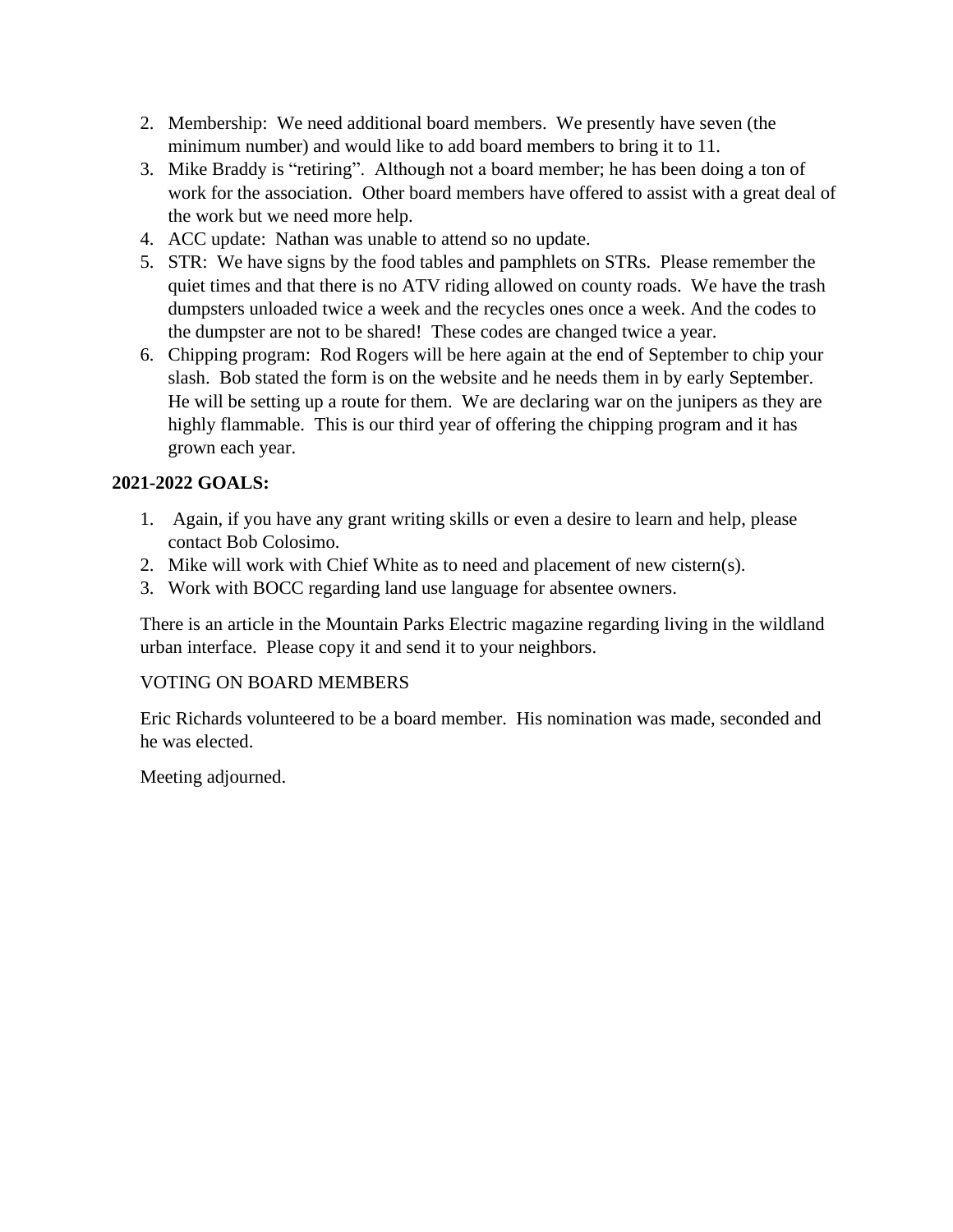2. Membership: We need additional board members. We presently have seven (the minimum number) and would like to add board members to bring it to 11.
3. Mike Braddy is "retiring". Although not a board member; he has been doing a ton of work for the association. Other board members have offered to assist with a great deal of the work but we need more help.
4. ACC update: Nathan was unable to attend so no update.
5. STR: We have signs by the food tables and pamphlets on STRs. Please remember the quiet times and that there is no ATV riding allowed on county roads. We have the trash dumpsters unloaded twice a week and the recycles ones once a week. And the codes to the dumpster are not to be shared! These codes are changed twice a year.
6. Chipping program: Rod Rogers will be here again at the end of September to chip your slash. Bob stated the form is on the website and he needs them in by early September. He will be setting up a route for them. We are declaring war on the junipers as they are highly flammable. This is our third year of offering the chipping program and it has grown each year.

**2021-2022 GOALS:**

1. Again, if you have any grant writing skills or even a desire to learn and help, please contact Bob Colosimo.
2. Mike will work with Chief White as to need and placement of new cistern(s).
3. Work with BOCC regarding land use language for absentee owners.

There is an article in the Mountain Parks Electric magazine regarding living in the wildland urban interface. Please copy it and send it to your neighbors.

VOTING ON BOARD MEMBERS

Eric Richards volunteered to be a board member. His nomination was made, seconded and he was elected.

Meeting adjourned.